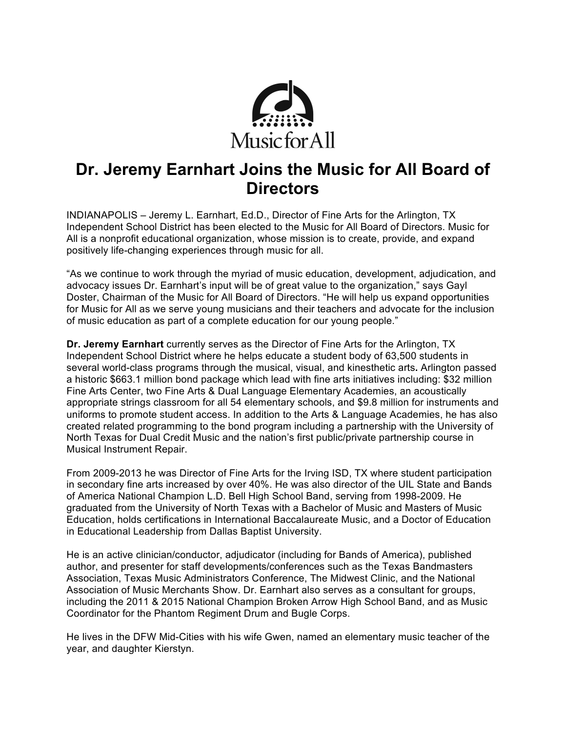Music for All

# Dr. Jeremy Earnhart Joins the Music for All Board of Directors

INDIANAPOLIS – Jeremy L. Earnhart, Ed.D., Director of Fine Arts for the Arlington, TX Independent School District has been elected to the Music for All Board of Directors. Music for All is a nonprofit educational organization, whose mission is to create, provide, and expand positively life-changing experiences through music for all.

"As we continue to work through the myriad of music education, development, adjudication, and advocacy issues Dr. Earnhart's input will be of great value to the organization," says Gayl Doster, Chairman of the Music for All Board of Directors. "He will help us expand opportunities for Music for All as we serve young musicians and their teachers and advocate for the inclusion of music education as part of a complete education for our young people."

**Dr. Jeremy Earnhart** currently serves as the Director of Fine Arts for the Arlington, TX Independent School District where he helps educate a student body of 63,500 students in several world-class programs through the musical, visual, and kinesthetic arts**.** Arlington passed a historic $663.1 million bond package which lead with fine arts initiatives including: $32 million Fine Arts Center, two Fine Arts & Dual Language Elementary Academies, an acoustically appropriate strings classroom for all 54 elementary schools, and $9.8 million for instruments and uniforms to promote student access. In addition to the Arts & Language Academies, he has also created related programming to the bond program including a partnership with the University of North Texas for Dual Credit Music and the nation's first public/private partnership course in Musical Instrument Repair.

From 2009-2013 he was Director of Fine Arts for the Irving ISD, TX where student participation in secondary fine arts increased by over 40%. He was also director of the UIL State and Bands of America National Champion L.D. Bell High School Band, serving from 1998-2009. He graduated from the University of North Texas with a Bachelor of Music and Masters of Music Education, holds certifications in International Baccalaureate Music, and a Doctor of Education in Educational Leadership from Dallas Baptist University.

He is an active clinician/conductor, adjudicator (including for Bands of America), published author, and presenter for staff developments/conferences such as the Texas Bandmasters Association, Texas Music Administrators Conference, The Midwest Clinic, and the National Association of Music Merchants Show. Dr. Earnhart also serves as a consultant for groups, including the 2011 & 2015 National Champion Broken Arrow High School Band, and as Music Coordinator for the Phantom Regiment Drum and Bugle Corps.

He lives in the DFW Mid-Cities with his wife Gwen, named an elementary music teacher of the year, and daughter Kierstyn.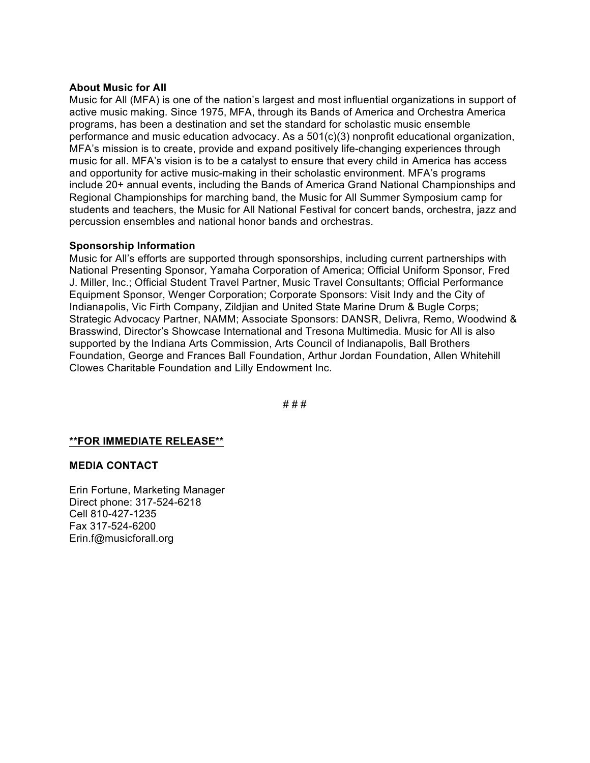**About Music for All**

Music for All (MFA) is one of the nation's largest and most influential organizations in support of active music making. Since 1975, MFA, through its Bands of America and Orchestra America programs, has been a destination and set the standard for scholastic music ensemble performance and music education advocacy. As a 501(c)(3) nonprofit educational organization, MFA's mission is to create, provide and expand positively life-changing experiences through music for all. MFA's vision is to be a catalyst to ensure that every child in America has access and opportunity for active music-making in their scholastic environment. MFA's programs include 20+ annual events, including the Bands of America Grand National Championships and Regional Championships for marching band, the Music for All Summer Symposium camp for students and teachers, the Music for All National Festival for concert bands, orchestra, jazz and percussion ensembles and national honor bands and orchestras.

**Sponsorship Information**

Music for All's efforts are supported through sponsorships, including current partnerships with National Presenting Sponsor, Yamaha Corporation of America; Official Uniform Sponsor, Fred J. Miller, Inc.; Official Student Travel Partner, Music Travel Consultants; Official Performance Equipment Sponsor, Wenger Corporation; Corporate Sponsors: Visit Indy and the City of Indianapolis, Vic Firth Company, Zildjian and United State Marine Drum & Bugle Corps; Strategic Advocacy Partner, NAMM; Associate Sponsors: DANSR, Delivra, Remo, Woodwind & Brasswind, Director's Showcase International and Tresona Multimedia. Music for All is also supported by the Indiana Arts Commission, Arts Council of Indianapolis, Ball Brothers Foundation, George and Frances Ball Foundation, Arthur Jordan Foundation, Allen Whitehill Clowes Charitable Foundation and Lilly Endowment Inc.

# # #

**<u>\*\*FOR IMMEDIATE RELEASE\*\*</u>**

**MEDIA CONTACT**

Erin Fortune, Marketing Manager
Direct phone: 317-524-6218
Cell 810-427-1235
Fax 317-524-6200
Erin.f@musicforall.org